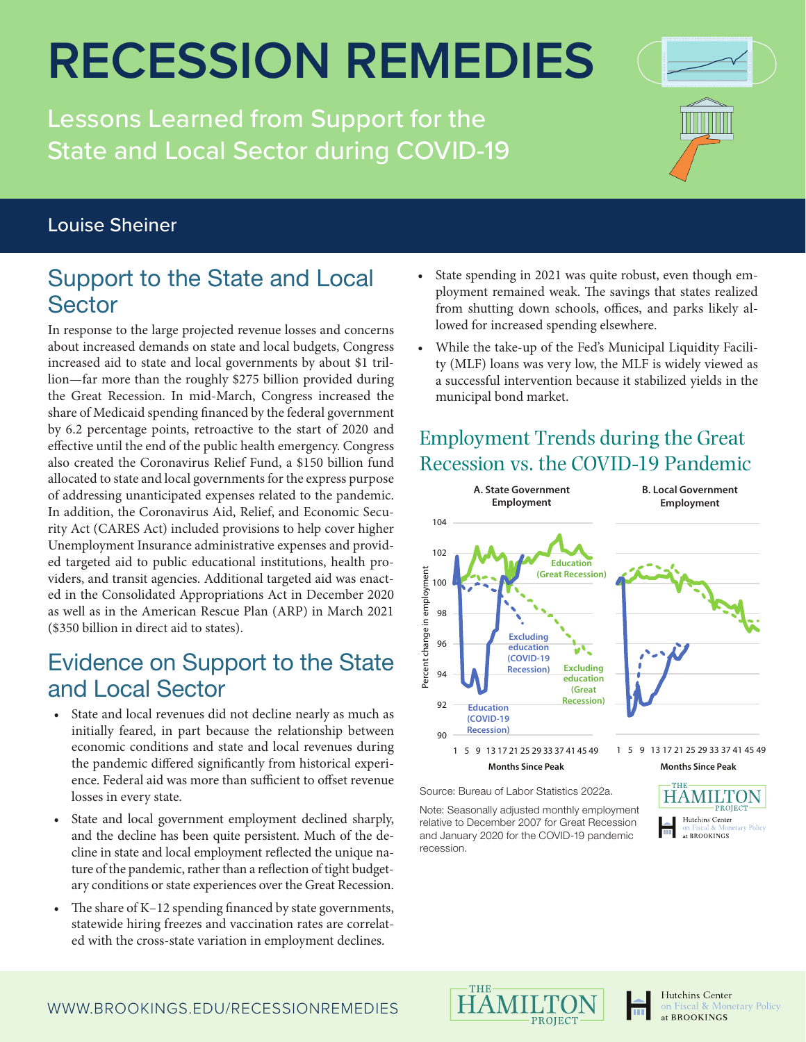# RECESSION REMEDIES

Lessons Learned from Support for the State and Local Sector during COVID-19

Louise Sheiner

## Support to the State and Local Sector

In response to the large projected revenue losses and concerns about increased demands on state and local budgets, Congress increased aid to state and local governments by about $1 trillion—far more than the roughly $275 billion provided during the Great Recession. In mid-March, Congress increased the share of Medicaid spending financed by the federal government by 6.2 percentage points, retroactive to the start of 2020 and effective until the end of the public health emergency. Congress also created the Coronavirus Relief Fund, a $150 billion fund allocated to state and local governments for the express purpose of addressing unanticipated expenses related to the pandemic. In addition, the Coronavirus Aid, Relief, and Economic Security Act (CARES Act) included provisions to help cover higher Unemployment Insurance administrative expenses and provided targeted aid to public educational institutions, health providers, and transit agencies. Additional targeted aid was enacted in the Consolidated Appropriations Act in December 2020 as well as in the American Rescue Plan (ARP) in March 2021 ($350 billion in direct aid to states).

## Evidence on Support to the State and Local Sector

- State and local revenues did not decline nearly as much as initially feared, in part because the relationship between economic conditions and state and local revenues during the pandemic differed significantly from historical experience. Federal aid was more than sufficient to offset revenue losses in every state.
- State and local government employment declined sharply, and the decline has been quite persistent. Much of the decline in state and local employment reflected the unique nature of the pandemic, rather than a reflection of tight budgetary conditions or state experiences over the Great Recession.
- The share of K–12 spending financed by state governments, statewide hiring freezes and vaccination rates are correlated with the cross-state variation in employment declines.
- State spending in 2021 was quite robust, even though employment remained weak. The savings that states realized from shutting down schools, offices, and parks likely allowed for increased spending elsewhere.
- While the take-up of the Fed's Municipal Liquidity Facility (MLF) loans was very low, the MLF is widely viewed as a successful intervention because it stabilized yields in the municipal bond market.

## Employment Trends during the Great Recession vs. the COVID-19 Pandemic

Source: Bureau of Labor Statistics 2022a.

Note: Seasonally adjusted monthly employment relative to December 2007 for Great Recession and January 2020 for the COVID-19 pandemic recession.

WWW.BROOKINGS.EDU/RECESSIONREMEDIES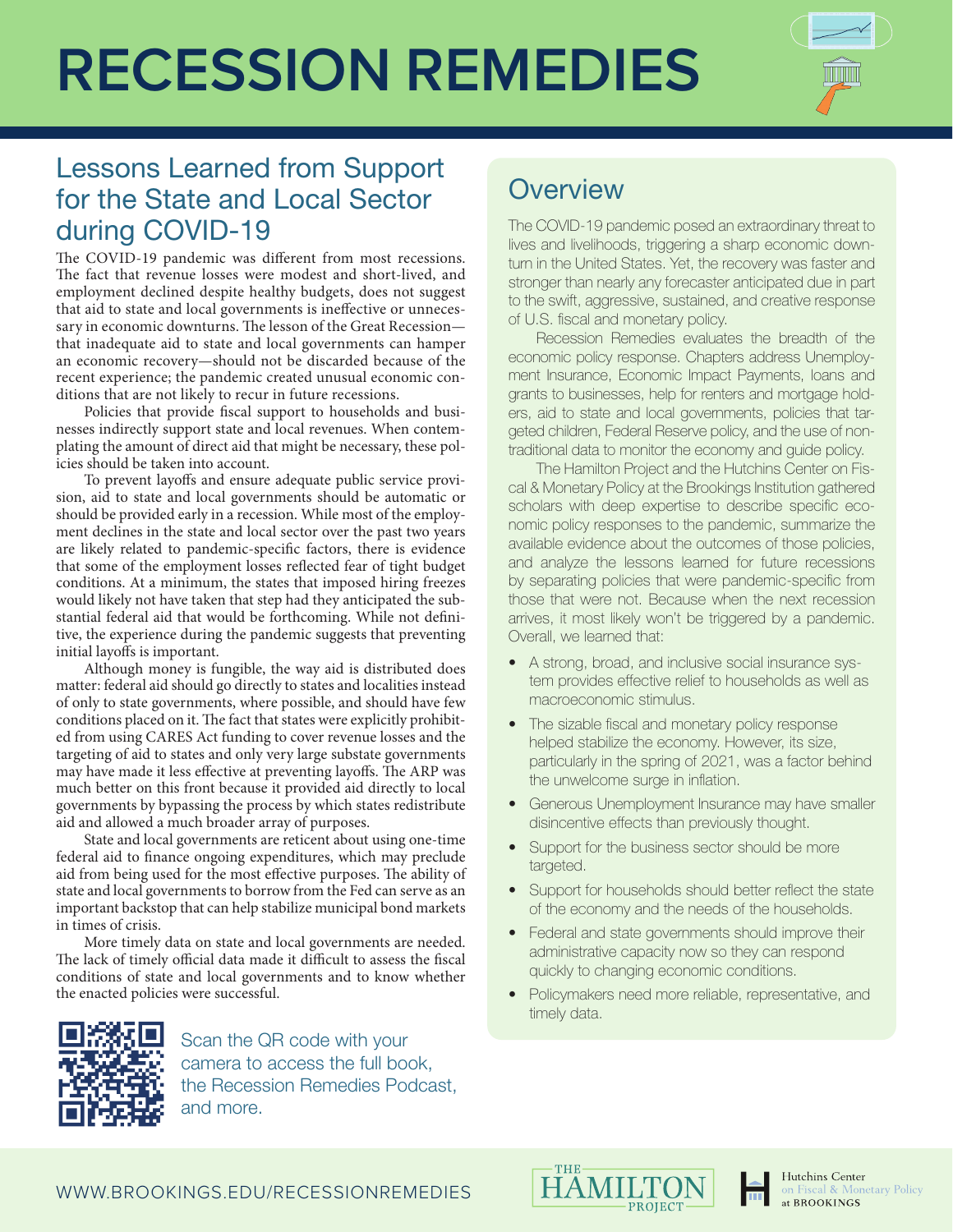# RECESSION REMEDIES

## Lessons Learned from Support for the State and Local Sector during COVID-19

The COVID-19 pandemic was different from most recessions. The fact that revenue losses were modest and short-lived, and employment declined despite healthy budgets, does not suggest that aid to state and local governments is ineffective or unnecessary in economic downturns. The lesson of the Great Recession—that inadequate aid to state and local governments can hamper an economic recovery—should not be discarded because of the recent experience; the pandemic created unusual economic conditions that are not likely to recur in future recessions.

Policies that provide fiscal support to households and businesses indirectly support state and local revenues. When contemplating the amount of direct aid that might be necessary, these policies should be taken into account.

To prevent layoffs and ensure adequate public service provision, aid to state and local governments should be automatic or should be provided early in a recession. While most of the employment declines in the state and local sector over the past two years are likely related to pandemic-specific factors, there is evidence that some of the employment losses reflected fear of tight budget conditions. At a minimum, the states that imposed hiring freezes would likely not have taken that step had they anticipated the substantial federal aid that would be forthcoming. While not definitive, the experience during the pandemic suggests that preventing initial layoffs is important.

Although money is fungible, the way aid is distributed does matter: federal aid should go directly to states and localities instead of only to state governments, where possible, and should have few conditions placed on it. The fact that states were explicitly prohibited from using CARES Act funding to cover revenue losses and the targeting of aid to states and only very large substate governments may have made it less effective at preventing layoffs. The ARP was much better on this front because it provided aid directly to local governments by bypassing the process by which states redistribute aid and allowed a much broader array of purposes.

State and local governments are reticent about using one-time federal aid to finance ongoing expenditures, which may preclude aid from being used for the most effective purposes. The ability of state and local governments to borrow from the Fed can serve as an important backstop that can help stabilize municipal bond markets in times of crisis.

More timely data on state and local governments are needed. The lack of timely official data made it difficult to assess the fiscal conditions of state and local governments and to know whether the enacted policies were successful.

Scan the QR code with your camera to access the full book, the Recession Remedies Podcast, and more.

## Overview

The COVID-19 pandemic posed an extraordinary threat to lives and livelihoods, triggering a sharp economic downturn in the United States. Yet, the recovery was faster and stronger than nearly any forecaster anticipated due in part to the swift, aggressive, sustained, and creative response of U.S. fiscal and monetary policy.

Recession Remedies evaluates the breadth of the economic policy response. Chapters address Unemployment Insurance, Economic Impact Payments, loans and grants to businesses, help for renters and mortgage holders, aid to state and local governments, policies that targeted children, Federal Reserve policy, and the use of nontraditional data to monitor the economy and guide policy.

The Hamilton Project and the Hutchins Center on Fiscal & Monetary Policy at the Brookings Institution gathered scholars with deep expertise to describe specific economic policy responses to the pandemic, summarize the available evidence about the outcomes of those policies, and analyze the lessons learned for future recessions by separating policies that were pandemic-specific from those that were not. Because when the next recession arrives, it most likely won't be triggered by a pandemic. Overall, we learned that:

- A strong, broad, and inclusive social insurance system provides effective relief to households as well as macroeconomic stimulus.
- The sizable fiscal and monetary policy response helped stabilize the economy. However, its size, particularly in the spring of 2021, was a factor behind the unwelcome surge in inflation.
- Generous Unemployment Insurance may have smaller disincentive effects than previously thought.
- Support for the business sector should be more targeted.
- Support for households should better reflect the state of the economy and the needs of the households.
- Federal and state governments should improve their administrative capacity now so they can respond quickly to changing economic conditions.
- Policymakers need more reliable, representative, and timely data.

WWW.BROOKINGS.EDU/RECESSIONREMEDIES

THE HAMILTON PROJECT

Hutchins Center on Fiscal & Monetary Policy at BROOKINGS